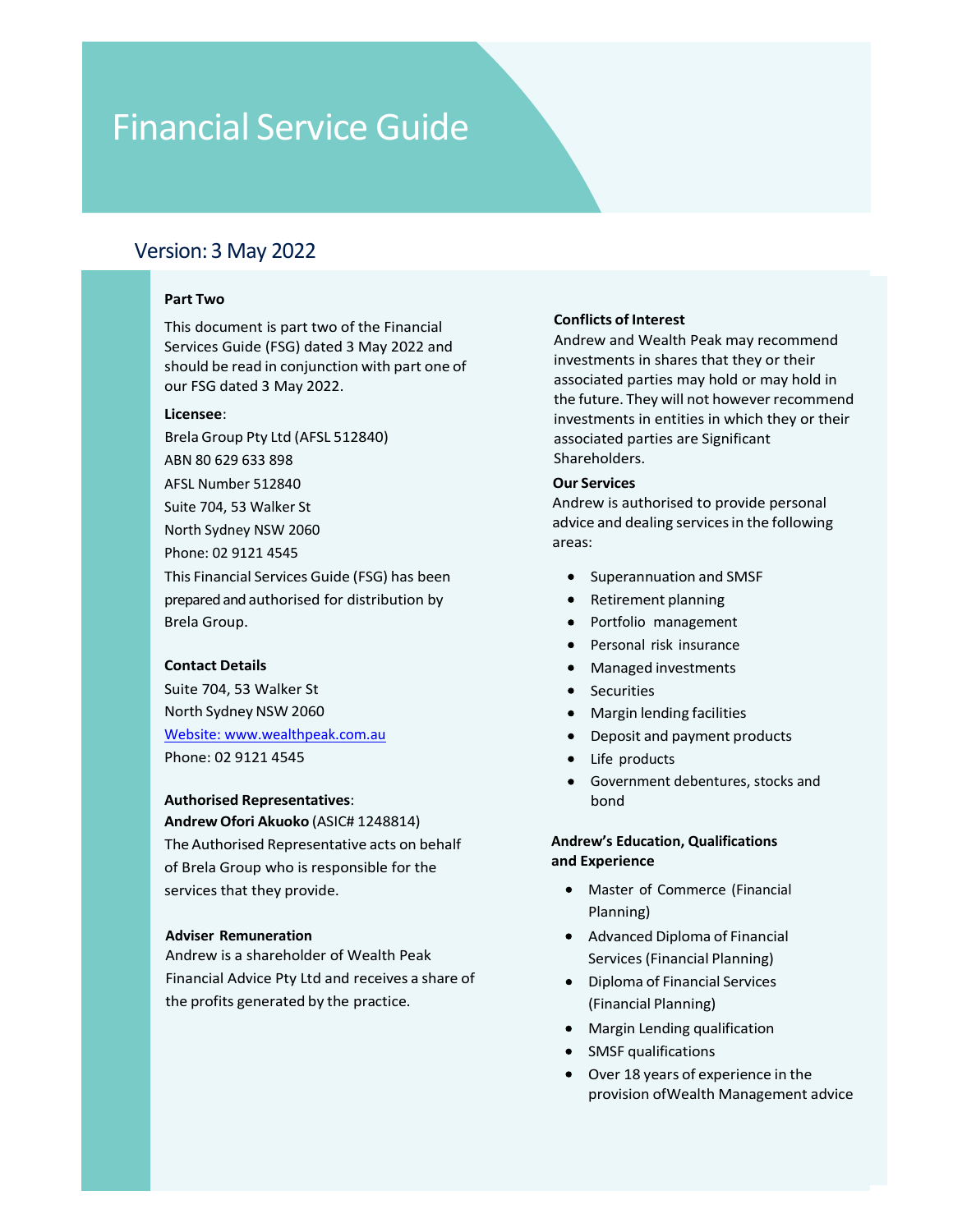# Financial Service Guide

## Version: 3 May 2022

**Part Two**

This document is part two of the Financial Services Guide (FSG) dated 3 May 2022 and should be read in conjunction with part one of our FSG dated 3 May 2022.

**Licensee**:

Brela Group Pty Ltd (AFSL 512840)
ABN 80 629 633 898
AFSL Number 512840
Suite 704, 53 Walker St
North Sydney NSW 2060
Phone: 02 9121 4545

This Financial Services Guide (FSG) has been prepared and authorised for distribution by Brela Group.

**Contact Details**

Suite 704, 53 Walker St
North Sydney NSW 2060
Website: www.wealthpeak.com.au
Phone: 02 9121 4545

**Authorised Representatives**:

**Andrew Ofori Akuoko** (ASIC# 1248814)

The Authorised Representative acts on behalf of Brela Group who is responsible for the services that they provide.

**Adviser Remuneration**

Andrew is a shareholder of Wealth Peak Financial Advice Pty Ltd and receives a share of the profits generated by the practice.

**Conflicts of Interest**

Andrew and Wealth Peak may recommend investments in shares that they or their associated parties may hold or may hold in the future. They will not however recommend investments in entities in which they or their associated parties are Significant Shareholders.

**Our Services**

Andrew is authorised to provide personal advice and dealing services in the following areas:

- Superannuation and SMSF
- Retirement planning
- Portfolio management
- Personal risk insurance
- Managed investments
- Securities
- Margin lending facilities
- Deposit and payment products
- Life products
- Government debentures, stocks and bond

**Andrew's Education, Qualifications and Experience**

- Master of Commerce (Financial Planning)
- Advanced Diploma of Financial Services (Financial Planning)
- Diploma of Financial Services (Financial Planning)
- Margin Lending qualification
- SMSF qualifications
- Over 18 years of experience in the provision ofWealth Management advice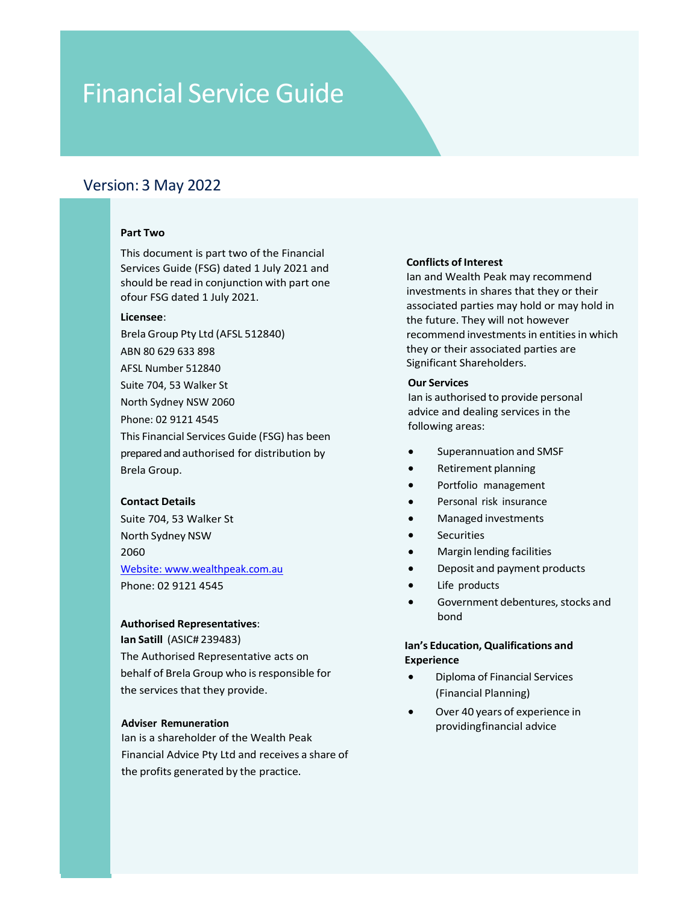# Financial Service Guide

## Version: 3 May 2022

**Part Two**

This document is part two of the Financial Services Guide (FSG) dated 1 July 2021 and should be read in conjunction with part one ofour FSG dated 1 July 2021.

**Licensee**:

Brela Group Pty Ltd (AFSL 512840)
ABN 80 629 633 898
AFSL Number 512840
Suite 704, 53 Walker St
North Sydney NSW 2060
Phone: 02 9121 4545

This Financial Services Guide (FSG) has been prepared and authorised for distribution by Brela Group.

**Contact Details**

Suite 704, 53 Walker St
North Sydney NSW
2060
[Website: www.wealthpeak.com.au](http://www.wealthpeak.com.au)
Phone: 02 9121 4545

**Authorised Representatives**:

**Ian Satill** (ASIC# 239483)

The Authorised Representative acts on behalf of Brela Group who is responsible for the services that they provide.

**Adviser Remuneration**

Ian is a shareholder of the Wealth Peak Financial Advice Pty Ltd and receives a share of the profits generated by the practice.

**Conflicts of Interest**

Ian and Wealth Peak may recommend investments in shares that they or their associated parties may hold or may hold in the future. They will not however recommend investments in entities in which they or their associated parties are Significant Shareholders.

**Our Services**

Ian is authorised to provide personal advice and dealing services in the following areas:

- Superannuation and SMSF
- Retirement planning
- Portfolio management
- Personal risk insurance
- Managed investments
- Securities
- Margin lending facilities
- Deposit and payment products
- Life products
- Government debentures, stocks and bond

**Ian's Education, Qualifications and Experience**

- Diploma of Financial Services (Financial Planning)
- Over 40 years of experience in providingfinancial advice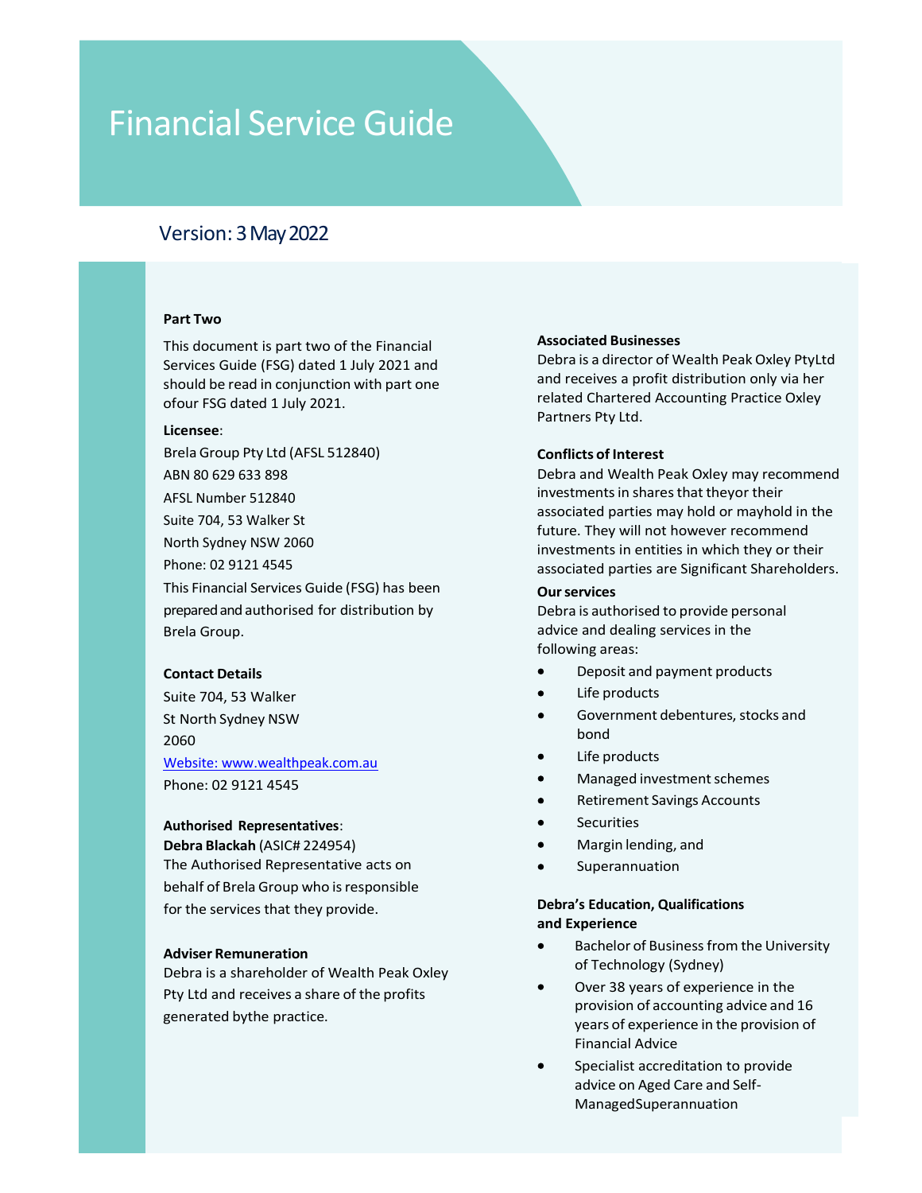# Financial Service Guide

Version: 3 May 2022

**Part Two**

This document is part two of the Financial Services Guide (FSG) dated 1 July 2021 and should be read in conjunction with part one ofour FSG dated 1 July 2021.

**Licensee**:

Brela Group Pty Ltd (AFSL 512840)
ABN 80 629 633 898
AFSL Number 512840
Suite 704, 53 Walker St
North Sydney NSW 2060
Phone: 02 9121 4545

This Financial Services Guide (FSG) has been prepared and authorised for distribution by Brela Group.

**Contact Details**

Suite 704, 53 Walker
St North Sydney NSW
2060
Website: www.wealthpeak.com.au
Phone: 02 9121 4545

**Authorised Representatives**:
**Debra Blackah** (ASIC# 224954)
The Authorised Representative acts on behalf of Brela Group who is responsible for the services that they provide.

**Adviser Remuneration**

Debra is a shareholder of Wealth Peak Oxley Pty Ltd and receives a share of the profits generated bythe practice.

**Associated Businesses**

Debra is a director of Wealth Peak Oxley PtyLtd and receives a profit distribution only via her related Chartered Accounting Practice Oxley Partners Pty Ltd.

**Conflicts of Interest**

Debra and Wealth Peak Oxley may recommend investments in shares that theyor their associated parties may hold or mayhold in the future. They will not however recommend investments in entities in which they or their associated parties are Significant Shareholders.

**Our services**

Debra is authorised to provide personal advice and dealing services in the following areas:

- Deposit and payment products
- Life products
- Government debentures, stocks and bond
- Life products
- Managed investment schemes
- Retirement Savings Accounts
- Securities
- Margin lending, and
- Superannuation

**Debra's Education, Qualifications and Experience**

- Bachelor of Business from the University of Technology (Sydney)
- Over 38 years of experience in the provision of accounting advice and 16 years of experience in the provision of Financial Advice
- Specialist accreditation to provide advice on Aged Care and Self-ManagedSuperannuation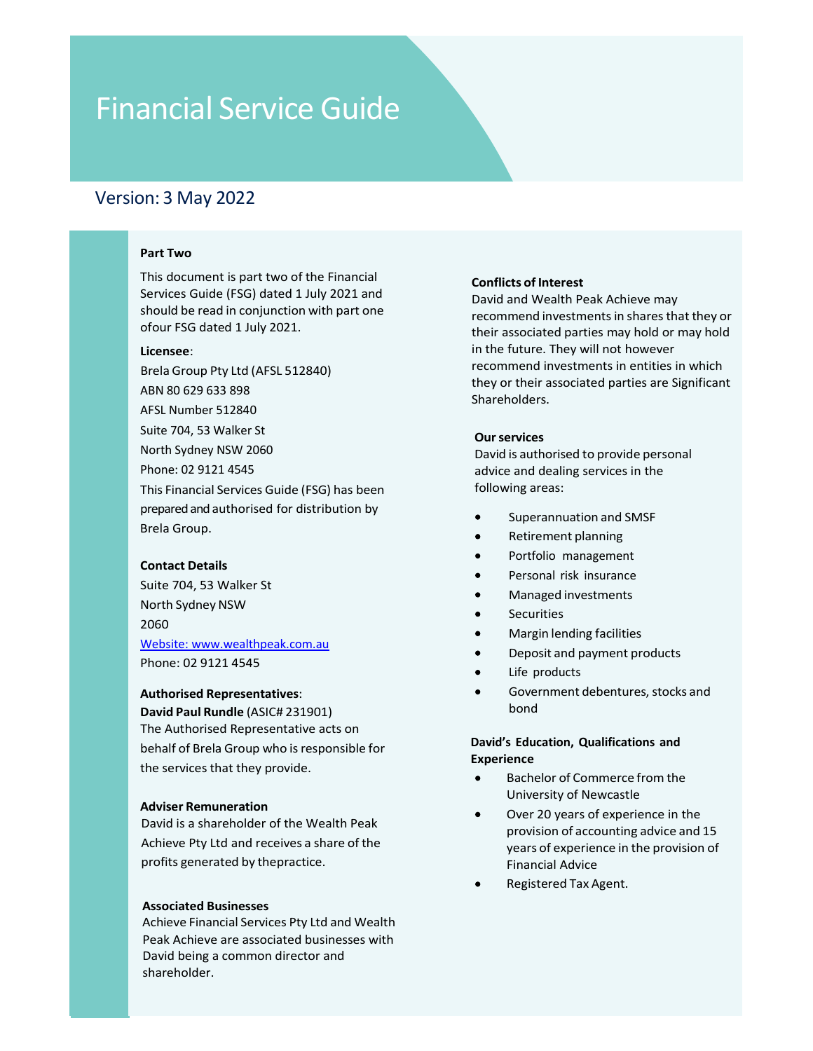# Financial Service Guide

## Version: 3 May 2022

**Part Two**

This document is part two of the Financial Services Guide (FSG) dated 1 July 2021 and should be read in conjunction with part one ofour FSG dated 1 July 2021.

**Licensee**:

Brela Group Pty Ltd (AFSL 512840)

ABN 80 629 633 898

AFSL Number 512840

Suite 704, 53 Walker St

North Sydney NSW 2060

Phone: 02 9121 4545

This Financial Services Guide (FSG) has been prepared and authorised for distribution by Brela Group.

**Contact Details**

Suite 704, 53 Walker St

North Sydney NSW

2060

[Website: www.wealthpeak.com.au](http://www.wealthpeak.com.au)

Phone: 02 9121 4545

**Authorised Representatives**:

**David Paul Rundle** (ASIC# 231901)

The Authorised Representative acts on behalf of Brela Group who is responsible for the services that they provide.

**Adviser Remuneration**

David is a shareholder of the Wealth Peak Achieve Pty Ltd and receives a share of the profits generated by thepractice.

**Associated Businesses**

Achieve Financial Services Pty Ltd and Wealth Peak Achieve are associated businesses with David being a common director and shareholder.

**Conflicts of Interest**

David and Wealth Peak Achieve may recommend investments in shares that they or their associated parties may hold or may hold in the future. They will not however recommend investments in entities in which they or their associated parties are Significant Shareholders.

**Our services**

David is authorised to provide personal advice and dealing services in the following areas:

- Superannuation and SMSF
- Retirement planning
- Portfolio management
- Personal risk insurance
- Managed investments
- Securities
- Margin lending facilities
- Deposit and payment products
- Life products
- Government debentures, stocks and bond

**David's Education, Qualifications and Experience**

- Bachelor of Commerce from the University of Newcastle
- Over 20 years of experience in the provision of accounting advice and 15 years of experience in the provision of Financial Advice
- Registered Tax Agent.